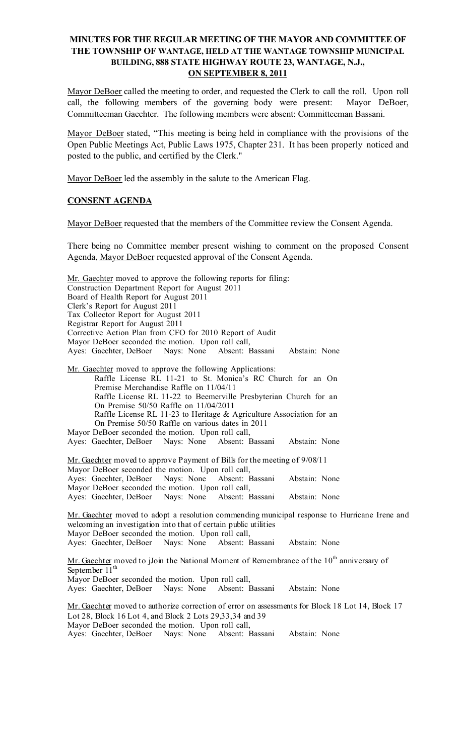# MINUTES FOR THE REGULAR MEETING OF THE MAYOR AND COMMITTEE OF THE TOWNSHIP OF WANTAGE, HELD AT THE WANTAGE TOWNSHIP MUNICIPAL BUILDING, 888 STATE HIGHWAY ROUTE 23, WANTAGE, N.J., ON SEPTEMBER 8, 2011

Mayor DeBoer called the meeting to order, and requested the Clerk to call the roll. Upon roll call, the following members of the governing body were present: Mayor DeBoer, Committeeman Gaechter. The following members were absent: Committeeman Bassani.

Mayor DeBoer stated, "This meeting is being held in compliance with the provisions of the Open Public Meetings Act, Public Laws 1975, Chapter 231. It has been properly noticed and posted to the public, and certified by the Clerk."

Mayor DeBoer led the assembly in the salute to the American Flag.

## CONSENT AGENDA

Mayor DeBoer requested that the members of the Committee review the Consent Agenda.

There being no Committee member present wishing to comment on the proposed Consent Agenda, Mayor DeBoer requested approval of the Consent Agenda.

Mr. Gaechter moved to approve the following reports for filing:
Construction Department Report for August 2011
Board of Health Report for August 2011
Clerk's Report for August 2011
Tax Collector Report for August 2011
Registrar Report for August 2011
Corrective Action Plan from CFO for 2010 Report of Audit
Mayor DeBoer seconded the motion. Upon roll call,
Ayes: Gaechter, DeBoer Nays: None Absent: Bassani Abstain: None

Mr. Gaechter moved to approve the following Applications:
Raffle License RL 11-21 to St. Monica's RC Church for an On Premise Merchandise Raffle on 11/04/11
Raffle License RL 11-22 to Beemerville Presbyterian Church for an On Premise 50/50 Raffle on 11/04/2011
Raffle License RL 11-23 to Heritage & Agriculture Association for an On Premise 50/50 Raffle on various dates in 2011
Mayor DeBoer seconded the motion. Upon roll call,
Ayes: Gaechter, DeBoer Nays: None Absent: Bassani Abstain: None

Mr. Gaechter moved to approve Payment of Bills for the meeting of 9/08/11
Mayor DeBoer seconded the motion. Upon roll call,
Ayes: Gaechter, DeBoer Nays: None Absent: Bassani Abstain: None
Mayor DeBoer seconded the motion. Upon roll call,
Ayes: Gaechter, DeBoer Nays: None Absent: Bassani Abstain: None

Mr. Gaechter moved to adopt a resolution commending municipal response to Hurricane Irene and welcoming an investigation into that of certain public utilities
Mayor DeBoer seconded the motion. Upon roll call,
Ayes: Gaechter, DeBoer Nays: None Absent: Bassani Abstain: None

Mr. Gaechter moved to jJoin the National Moment of Remembrance of the 10th anniversary of September 11th
Mayor DeBoer seconded the motion. Upon roll call,
Ayes: Gaechter, DeBoer Nays: None Absent: Bassani Abstain: None

Mr. Gaechter moved to authorize correction of error on assessments for Block 18 Lot 14, Block 17 Lot 28, Block 16 Lot 4, and Block 2 Lots 29,33,34 and 39
Mayor DeBoer seconded the motion. Upon roll call,
Ayes: Gaechter, DeBoer Nays: None Absent: Bassani Abstain: None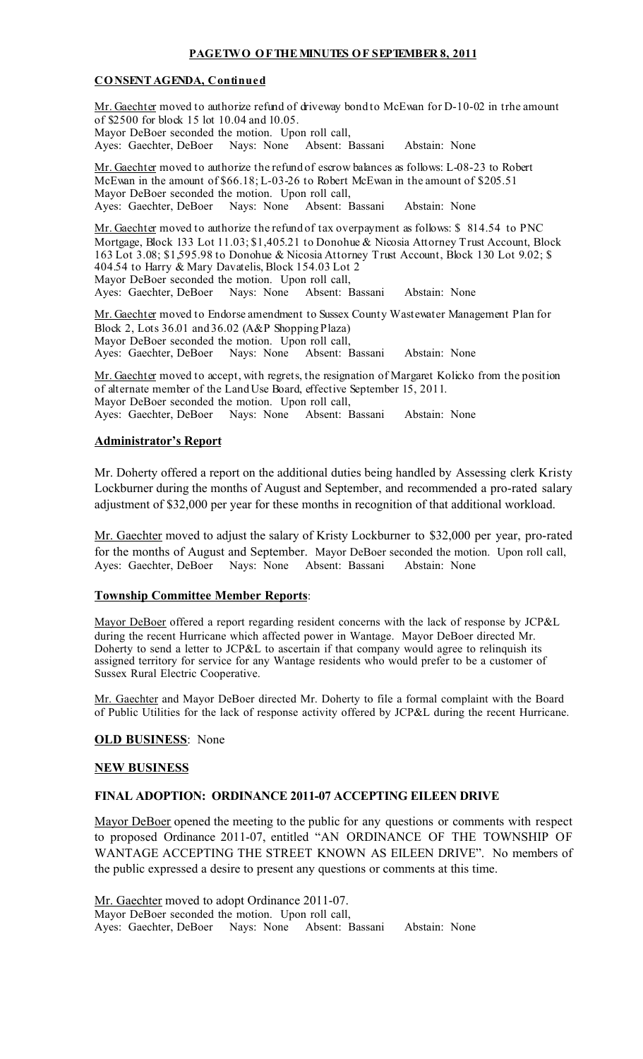**PAGE TWO OF THE MINUTES OF SEPTEMBER 8, 2011**

**CONSENT AGENDA, Continued**

Mr. Gaechter moved to authorize refund of driveway bond to McEwan for D-10-02 in trhe amount of $2500 for block 15 lot 10.04 and 10.05.
Mayor DeBoer seconded the motion. Upon roll call,
Ayes: Gaechter, DeBoer Nays: None Absent: Bassani Abstain: None

Mr. Gaechter moved to authorize the refund of escrow balances as follows: L-08-23 to Robert McEwan in the amount of $66.18; L-03-26 to Robert McEwan in the amount of $205.51
Mayor DeBoer seconded the motion. Upon roll call,
Ayes: Gaechter, DeBoer Nays: None Absent: Bassani Abstain: None

Mr. Gaechter moved to authorize the refund of tax overpayment as follows: $ 814.54 to PNC Mortgage, Block 133 Lot 11.03; $1,405.21 to Donohue & Nicosia Attorney Trust Account, Block 163 Lot 3.08; $1,595.98 to Donohue & Nicosia Attorney Trust Account, Block 130 Lot 9.02; $ 404.54 to Harry & Mary Davatelis, Block 154.03 Lot 2
Mayor DeBoer seconded the motion. Upon roll call,
Ayes: Gaechter, DeBoer Nays: None Absent: Bassani Abstain: None

Mr. Gaechter moved to Endorse amendment to Sussex County Wastewater Management Plan for Block 2, Lots 36.01 and 36.02 (A&P Shopping Plaza)
Mayor DeBoer seconded the motion. Upon roll call,
Ayes: Gaechter, DeBoer Nays: None Absent: Bassani Abstain: None

Mr. Gaechter moved to accept, with regrets, the resignation of Margaret Kolicko from the position of alternate member of the Land Use Board, effective September 15, 2011.
Mayor DeBoer seconded the motion. Upon roll call,
Ayes: Gaechter, DeBoer Nays: None Absent: Bassani Abstain: None

**Administrator's Report**

Mr. Doherty offered a report on the additional duties being handled by Assessing clerk Kristy Lockburner during the months of August and September, and recommended a pro-rated salary adjustment of $32,000 per year for these months in recognition of that additional workload.

Mr. Gaechter moved to adjust the salary of Kristy Lockburner to $32,000 per year, pro-rated for the months of August and September. Mayor DeBoer seconded the motion. Upon roll call,
Ayes: Gaechter, DeBoer Nays: None Absent: Bassani Abstain: None

**Township Committee Member Reports**:

Mayor DeBoer offered a report regarding resident concerns with the lack of response by JCP&L during the recent Hurricane which affected power in Wantage. Mayor DeBoer directed Mr. Doherty to send a letter to JCP&L to ascertain if that company would agree to relinquish its assigned territory for service for any Wantage residents who would prefer to be a customer of Sussex Rural Electric Cooperative.

Mr. Gaechter and Mayor DeBoer directed Mr. Doherty to file a formal complaint with the Board of Public Utilities for the lack of response activity offered by JCP&L during the recent Hurricane.

**OLD BUSINESS**: None

**NEW BUSINESS**

**FINAL ADOPTION: ORDINANCE 2011-07 ACCEPTING EILEEN DRIVE**

Mayor DeBoer opened the meeting to the public for any questions or comments with respect to proposed Ordinance 2011-07, entitled "AN ORDINANCE OF THE TOWNSHIP OF WANTAGE ACCEPTING THE STREET KNOWN AS EILEEN DRIVE". No members of the public expressed a desire to present any questions or comments at this time.

Mr. Gaechter moved to adopt Ordinance 2011-07.
Mayor DeBoer seconded the motion. Upon roll call,
Ayes: Gaechter, DeBoer Nays: None Absent: Bassani Abstain: None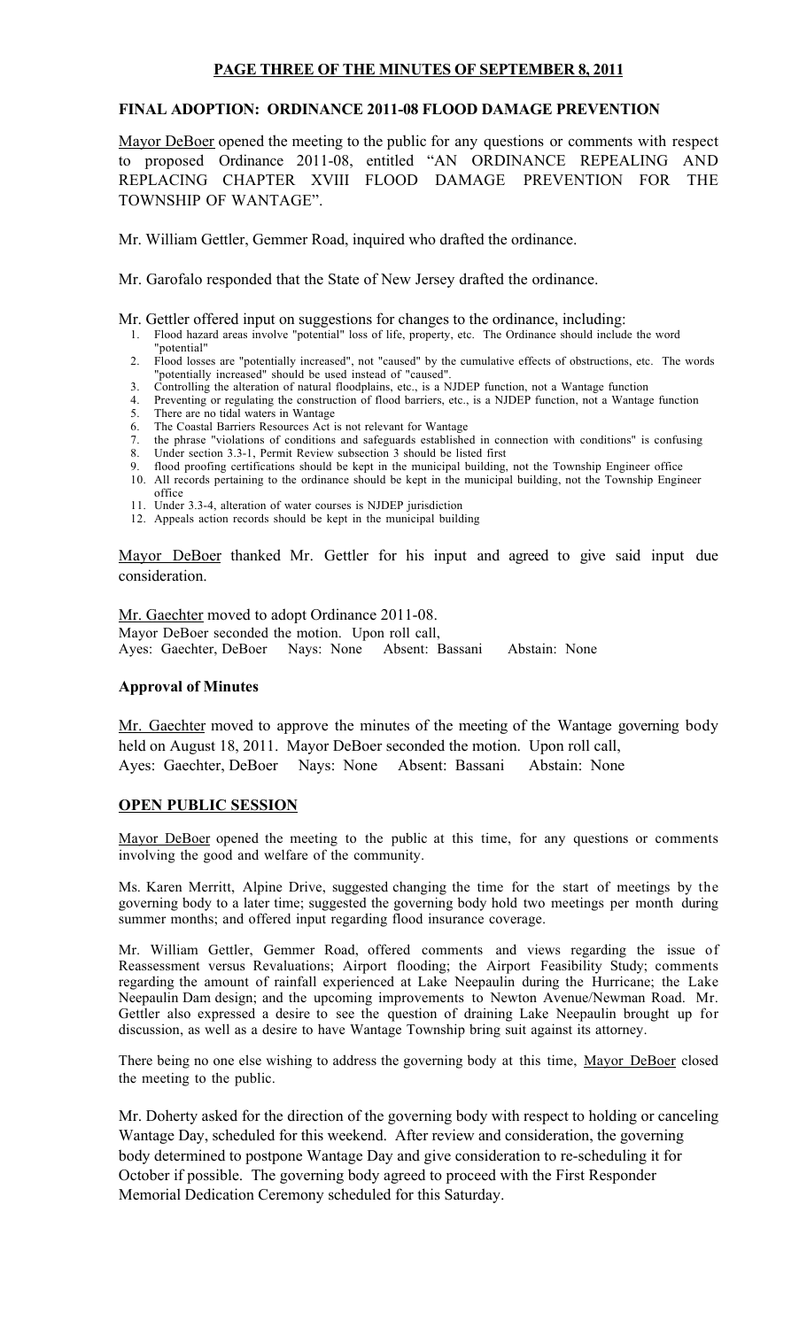**PAGE THREE OF THE MINUTES OF SEPTEMBER 8, 2011**

**FINAL ADOPTION: ORDINANCE 2011-08 FLOOD DAMAGE PREVENTION**

Mayor DeBoer opened the meeting to the public for any questions or comments with respect to proposed Ordinance 2011-08, entitled "AN ORDINANCE REPEALING AND REPLACING CHAPTER XVIII FLOOD DAMAGE PREVENTION FOR THE TOWNSHIP OF WANTAGE".

Mr. William Gettler, Gemmer Road, inquired who drafted the ordinance.

Mr. Garofalo responded that the State of New Jersey drafted the ordinance.

Mr. Gettler offered input on suggestions for changes to the ordinance, including:

1. Flood hazard areas involve "potential" loss of life, property, etc. The Ordinance should include the word "potential"
2. Flood losses are "potentially increased", not "caused" by the cumulative effects of obstructions, etc. The words "potentially increased" should be used instead of "caused".
3. Controlling the alteration of natural floodplains, etc., is a NJDEP function, not a Wantage function
4. Preventing or regulating the construction of flood barriers, etc., is a NJDEP function, not a Wantage function
5. There are no tidal waters in Wantage
6. The Coastal Barriers Resources Act is not relevant for Wantage
7. the phrase "violations of conditions and safeguards established in connection with conditions" is confusing
8. Under section 3.3-1, Permit Review subsection 3 should be listed first
9. flood proofing certifications should be kept in the municipal building, not the Township Engineer office
10. All records pertaining to the ordinance should be kept in the municipal building, not the Township Engineer office
11. Under 3.3-4, alteration of water courses is NJDEP jurisdiction
12. Appeals action records should be kept in the municipal building

Mayor DeBoer thanked Mr. Gettler for his input and agreed to give said input due consideration.

Mr. Gaechter moved to adopt Ordinance 2011-08.
Mayor DeBoer seconded the motion. Upon roll call,
Ayes: Gaechter, DeBoer Nays: None Absent: Bassani Abstain: None

**Approval of Minutes**

Mr. Gaechter moved to approve the minutes of the meeting of the Wantage governing body held on August 18, 2011. Mayor DeBoer seconded the motion. Upon roll call,
Ayes: Gaechter, DeBoer Nays: None Absent: Bassani Abstain: None

**OPEN PUBLIC SESSION**

Mayor DeBoer opened the meeting to the public at this time, for any questions or comments involving the good and welfare of the community.

Ms. Karen Merritt, Alpine Drive, suggested changing the time for the start of meetings by the governing body to a later time; suggested the governing body hold two meetings per month during summer months; and offered input regarding flood insurance coverage.

Mr. William Gettler, Gemmer Road, offered comments and views regarding the issue of Reassessment versus Revaluations; Airport flooding; the Airport Feasibility Study; comments regarding the amount of rainfall experienced at Lake Neepaulin during the Hurricane; the Lake Neepaulin Dam design; and the upcoming improvements to Newton Avenue/Newman Road. Mr. Gettler also expressed a desire to see the question of draining Lake Neepaulin brought up for discussion, as well as a desire to have Wantage Township bring suit against its attorney.

There being no one else wishing to address the governing body at this time, Mayor DeBoer closed the meeting to the public.

Mr. Doherty asked for the direction of the governing body with respect to holding or canceling Wantage Day, scheduled for this weekend. After review and consideration, the governing body determined to postpone Wantage Day and give consideration to re-scheduling it for October if possible. The governing body agreed to proceed with the First Responder Memorial Dedication Ceremony scheduled for this Saturday.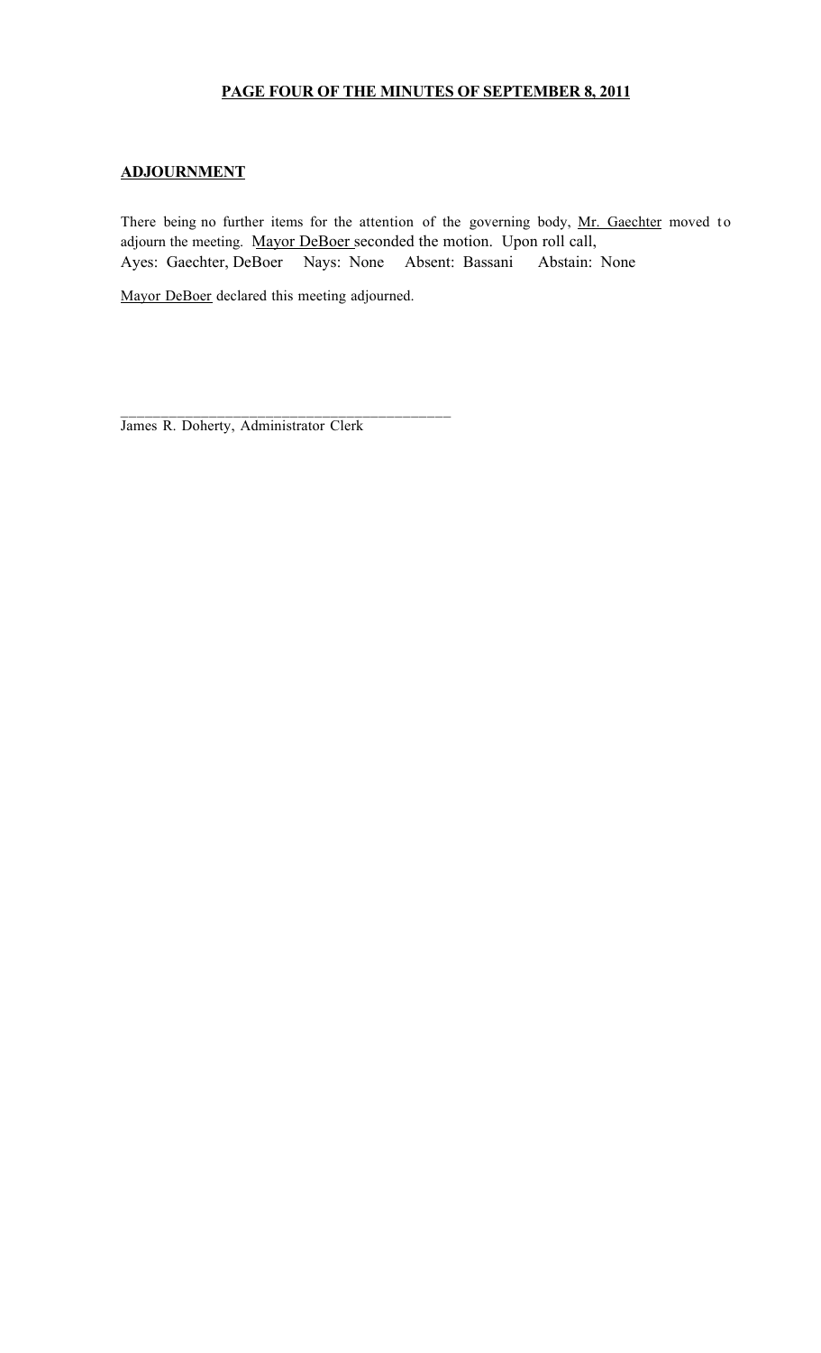**PAGE FOUR OF THE MINUTES OF SEPTEMBER 8, 2011**

**ADJOURNMENT**

There being no further items for the attention of the governing body, Mr. Gaechter moved to adjourn the meeting. Mayor DeBoer seconded the motion. Upon roll call,
Ayes: Gaechter, DeBoer Nays: None Absent: Bassani Abstain: None

Mayor DeBoer declared this meeting adjourned.

\_\_\_\_\_\_\_\_\_\_\_\_\_\_\_\_\_\_\_\_\_\_\_\_\_\_\_\_\_\_\_\_\_\_\_\_\_\_\_\_\_\_
James R. Doherty, Administrator Clerk